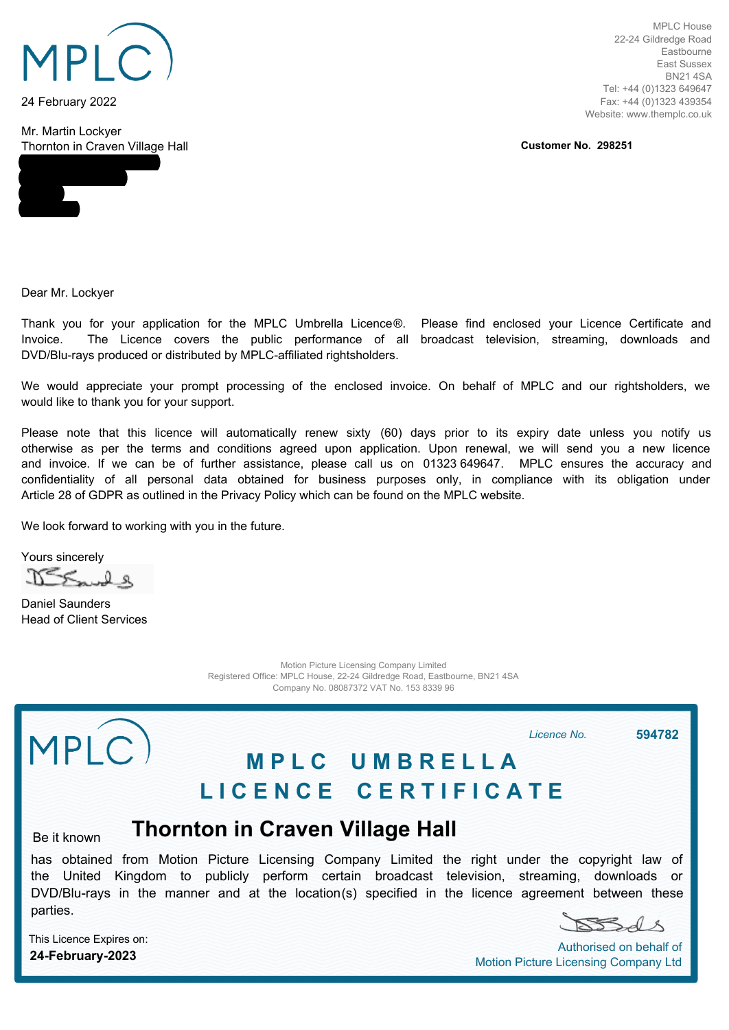MPLC

24 February 2022

MPLC House
22-24 Gildredge Road
Eastbourne
East Sussex
BN21 4SA
Tel: +44 (0)1323 649647
Fax: +44 (0)1323 439354
Website: www.thempl c.co.uk

Mr. Martin Lockyer
Thornton in Craven Village Hall

**Customer No. 298251**

Dear Mr. Lockyer

Thank you for your application for the MPLC Umbrella Licence®. Please find enclosed your Licence Certificate and Invoice. The Licence covers the public performance of all broadcast television, streaming, downloads and DVD/Blu-rays produced or distributed by MPLC-affiliated rightsholders.

We would appreciate your prompt processing of the enclosed invoice. On behalf of MPLC and our rightsholders, we would like to thank you for your support.

Please note that this licence will automatically renew sixty (60) days prior to its expiry date unless you notify us otherwise as per the terms and conditions agreed upon application. Upon renewal, we will send you a new licence and invoice. If we can be of further assistance, please call us on 01323 649647. MPLC ensures the accuracy and confidentiality of all personal data obtained for business purposes only, in compliance with its obligation under Article 28 of GDPR as outlined in the Privacy Policy which can be found on the MPLC website.

We look forward to working with you in the future.

Yours sincerely

Daniel Saunders
Head of Client Services

Motion Picture Licensing Company Limited
Registered Office: MPLC House, 22-24 Gildredge Road, Eastbourne, BN21 4SA
Company No. 08087372 VAT No. 153 8339 96

---

MPLC

*Licence No.* **594782**

# MPLC UMBRELLA LICENCE CERTIFICATE

Be it known **Thornton in Craven Village Hall**

has obtained from Motion Picture Licensing Company Limited the right under the copyright law of the United Kingdom to publicly perform certain broadcast television, streaming, downloads or DVD/Blu-rays in the manner and at the location(s) specified in the licence agreement between these parties.

This Licence Expires on:
**24-February-2023**

Authorised on behalf of
Motion Picture Licensing Company Ltd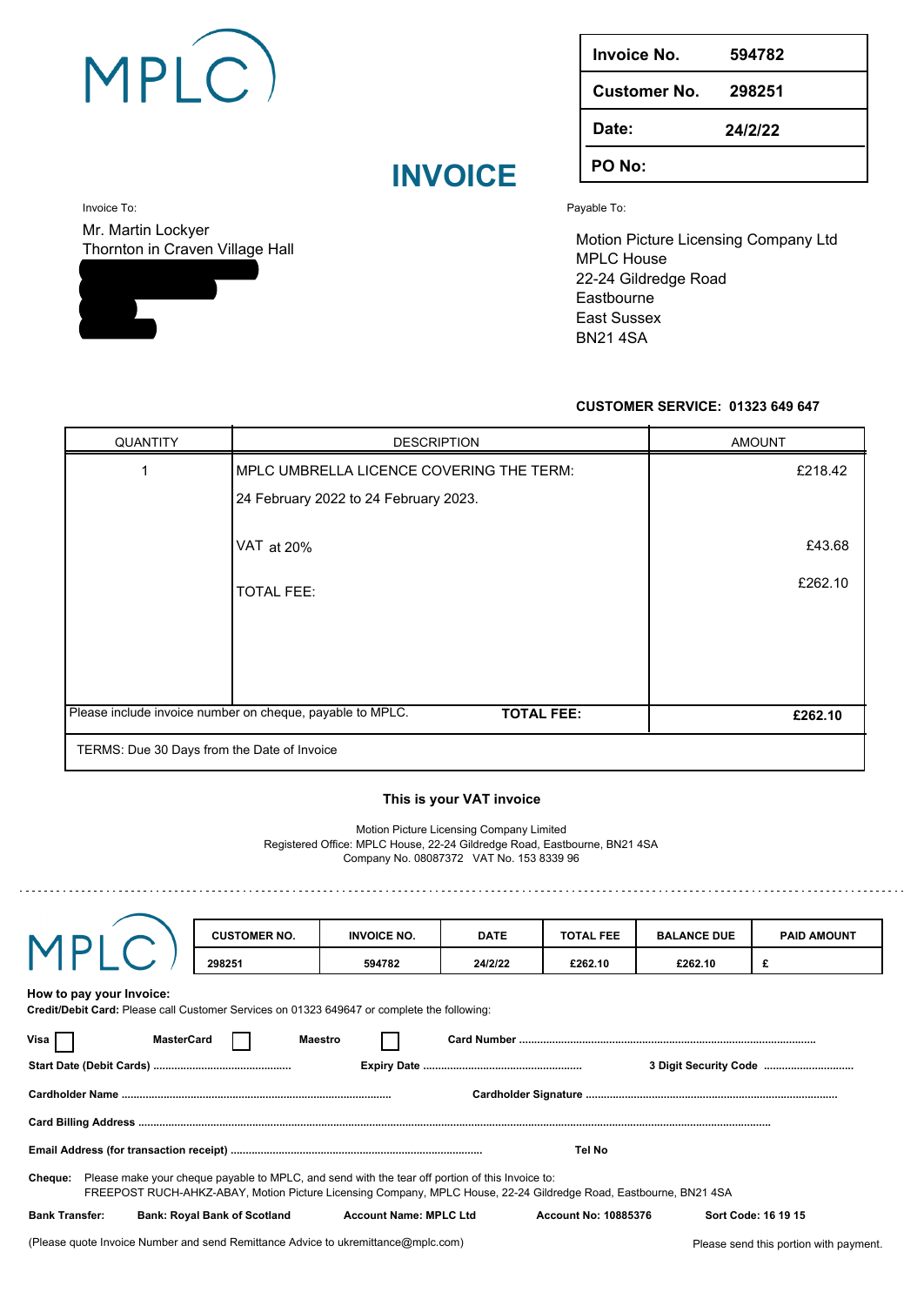MPLC

| | |
|---|---|
| **Invoice No.** | **594782** |
| **Customer No.** | **298251** |
| **Date:** | **24/2/22** |
| **PO No:** | |

# INVOICE

Invoice To:

Mr. Martin Lockyer
Thornton in Craven Village Hall

Payable To:

Motion Picture Licensing Company Ltd
MPLC House
22-24 Gildredge Road
Eastbourne
East Sussex
BN21 4SA

**CUSTOMER SERVICE: 01323 649 647**

| QUANTITY | DESCRIPTION | AMOUNT |
|---|---|---|
| 1 | MPLC UMBRELLA LICENCE COVERING THE TERM: 24 February 2022 to 24 February 2023. | £218.42 |
| | VAT at 20% | £43.68 |
| | TOTAL FEE: | £262.10 |
| Please include invoice number on cheque, payable to MPLC. | **TOTAL FEE:** | **£262.10** |
| TERMS: Due 30 Days from the Date of Invoice | | |

**This is your VAT invoice**

Motion Picture Licensing Company Limited
Registered Office: MPLC House, 22-24 Gildredge Road, Eastbourne, BN21 4SA
Company No. 08087372 VAT No. 153 8339 96

---

MPLC

| CUSTOMER NO. | INVOICE NO. | DATE | TOTAL FEE | BALANCE DUE | PAID AMOUNT |
|---|---|---|---|---|---|
| 298251 | 594782 | 24/2/22 | £262.10 | £262.10 | £ |

**How to pay your Invoice:**
**Credit/Debit Card:** Please call Customer Services on 01323 649647 or complete the following:

**Visa** ☐ **MasterCard** ☐ **Maestro** ☐ **Card Number** ..........................................................................................

**Start Date (Debit Cards)** .......................................... **Expiry Date** .................................................. **3 Digit Security Code** ...........................

**Cardholder Name** ................................................................................ **Cardholder Signature** ..................................................................................

**Card Billing Address** ..................................................................................................................................................................................

**Email Address (for transaction receipt)** ........................................................................ **Tel No**

**Cheque:** Please make your cheque payable to MPLC, and send with the tear off portion of this Invoice to:
FREEPOST RUCH-AHKZ-ABAY, Motion Picture Licensing Company, MPLC House, 22-24 Gildredge Road, Eastbourne, BN21 4SA

**Bank Transfer:** **Bank: Royal Bank of Scotland** **Account Name: MPLC Ltd** **Account No: 10885376** **Sort Code: 16 19 15**

(Please quote Invoice Number and send Remittance Advice to ukremittance@mplc.com)

Please send this portion with payment.